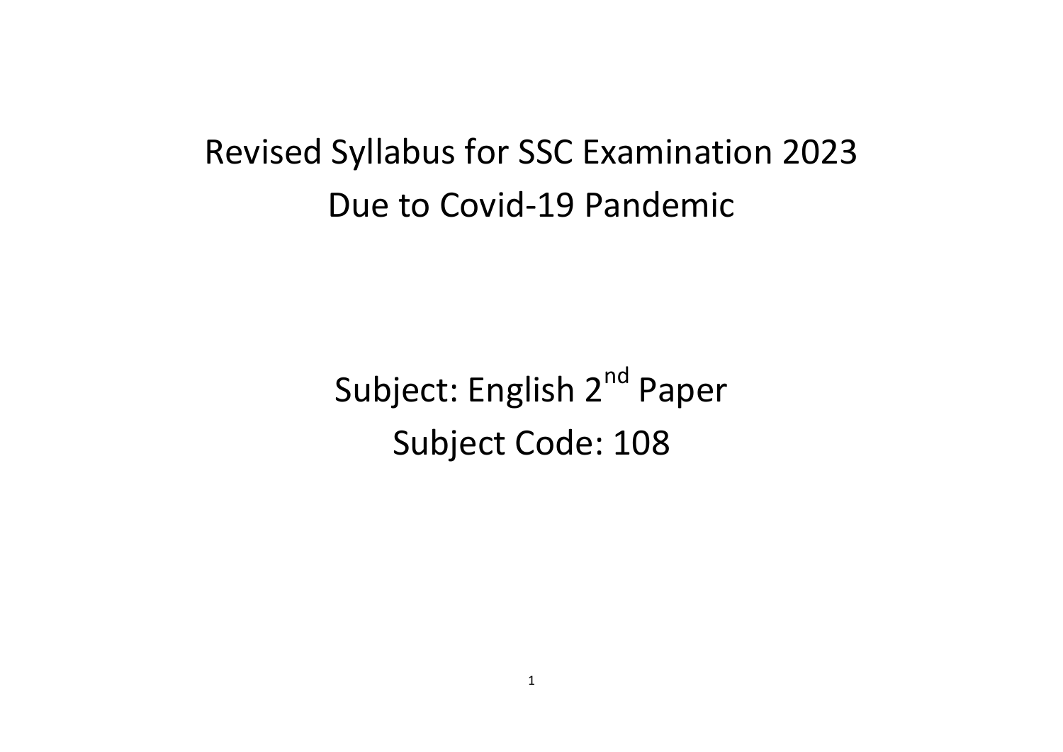# Revised Syllabus for SSC Examination 2023
# Due to Covid-19 Pandemic

## Subject: English 2nd Paper
## Subject Code: 108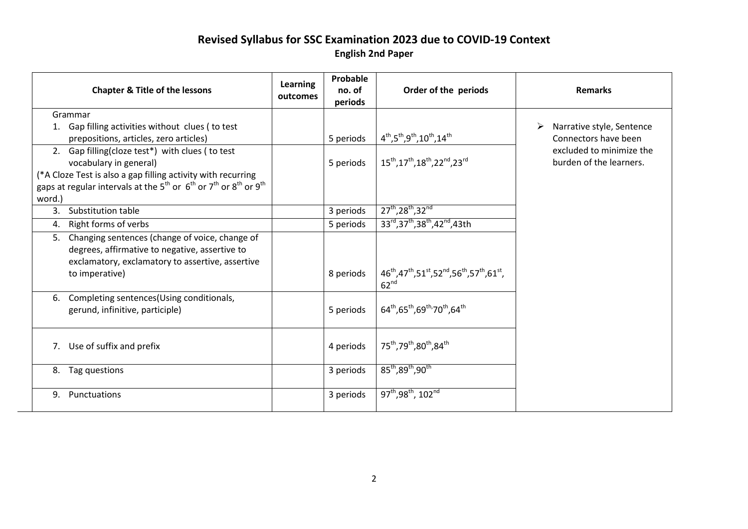# Revised Syllabus for SSC Examination 2023 due to COVID-19 Context

## English 2nd Paper

| Chapter & Title of the lessons | Learning outcomes | Probable no. of periods | Order of the periods | Remarks |
|---|---|---|---|---|
| Grammar<br>1. Gap filling activities without clues ( to test prepositions, articles, zero articles) | | 5 periods | 4th,5th,9th,10th,14th | ➢ Narrative style, Sentence Connectors have been excluded to minimize the burden of the learners. |
| 2. Gap filling(cloze test*) with clues ( to test vocabulary in general)<br>(*A Cloze Test is also a gap filling activity with recurring gaps at regular intervals at the 5th or 6th or 7th or 8th or 9th word.) | | 5 periods | 15th,17th,18th,22nd,23rd | |
| 3. Substitution table | | 3 periods | 27th,28th,32nd | |
| 4. Right forms of verbs | | 5 periods | 33rd,37th,38th,42nd,43th | |
| 5. Changing sentences (change of voice, change of degrees, affirmative to negative, assertive to exclamatory, exclamatory to assertive, assertive to imperative) | | 8 periods | 46th,47th,51st,52nd,56th,57th,61st, 62nd | |
| 6. Completing sentences(Using conditionals, gerund, infinitive, participle) | | 5 periods | 64th,65th,69th,70th,64th | |
| 7. Use of suffix and prefix | | 4 periods | 75th,79th,80th,84th | |
| 8. Tag questions | | 3 periods | 85th,89th,90th | |
| 9. Punctuations | | 3 periods | 97th,98th, 102nd | |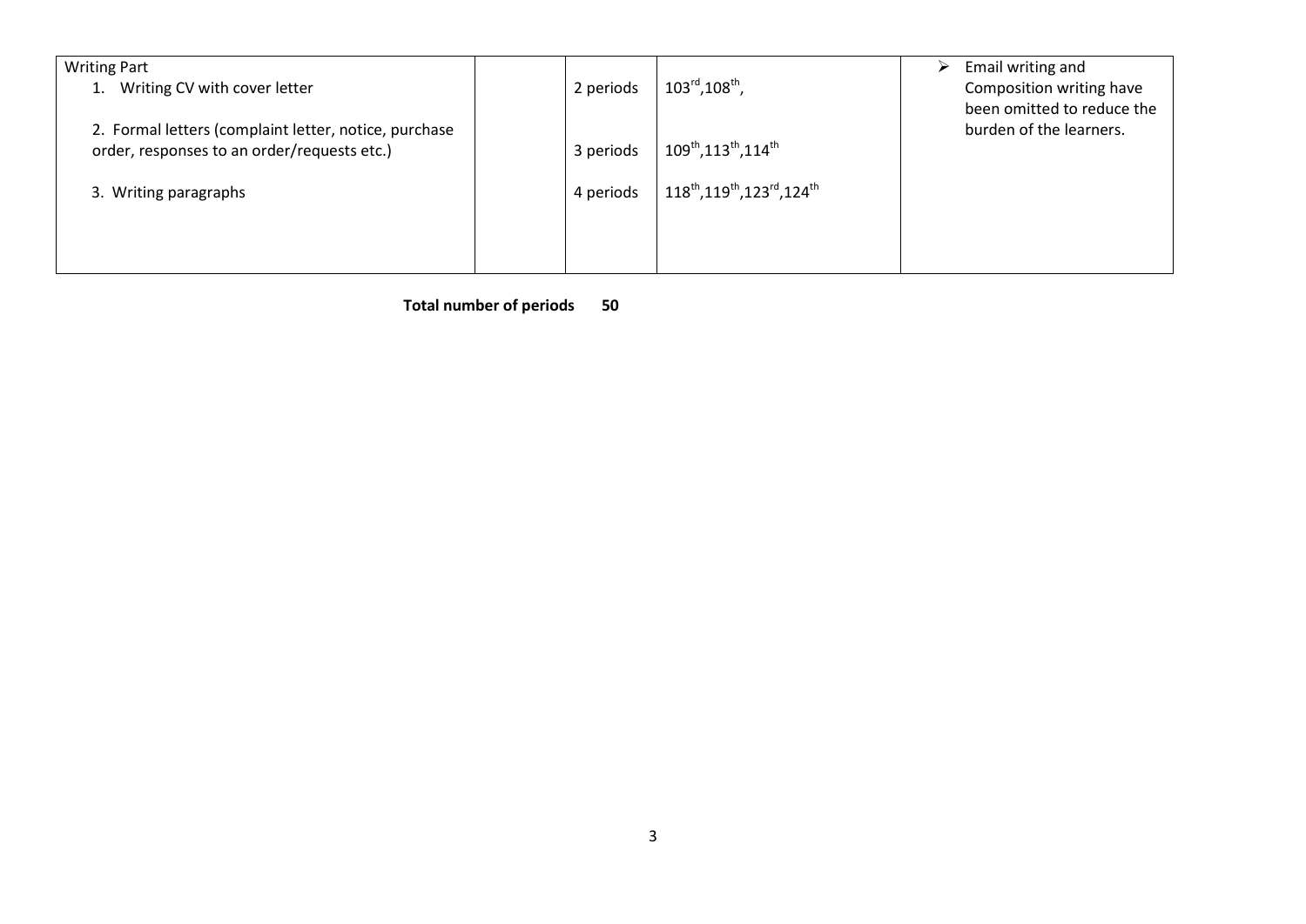| Writing Part | | | | |
|---|---|---|---|---|
| 1. Writing CV with cover letter | | 2 periods | 103rd,108th, | ➢ Email writing and Composition writing have been omitted to reduce the burden of the learners. |
| 2. Formal letters (complaint letter, notice, purchase order, responses to an order/requests etc.) | | 3 periods | 109th,113th,114th | |
| 3. Writing paragraphs | | 4 periods | 118th,119th,123rd,124th | |

**Total number of periods 50**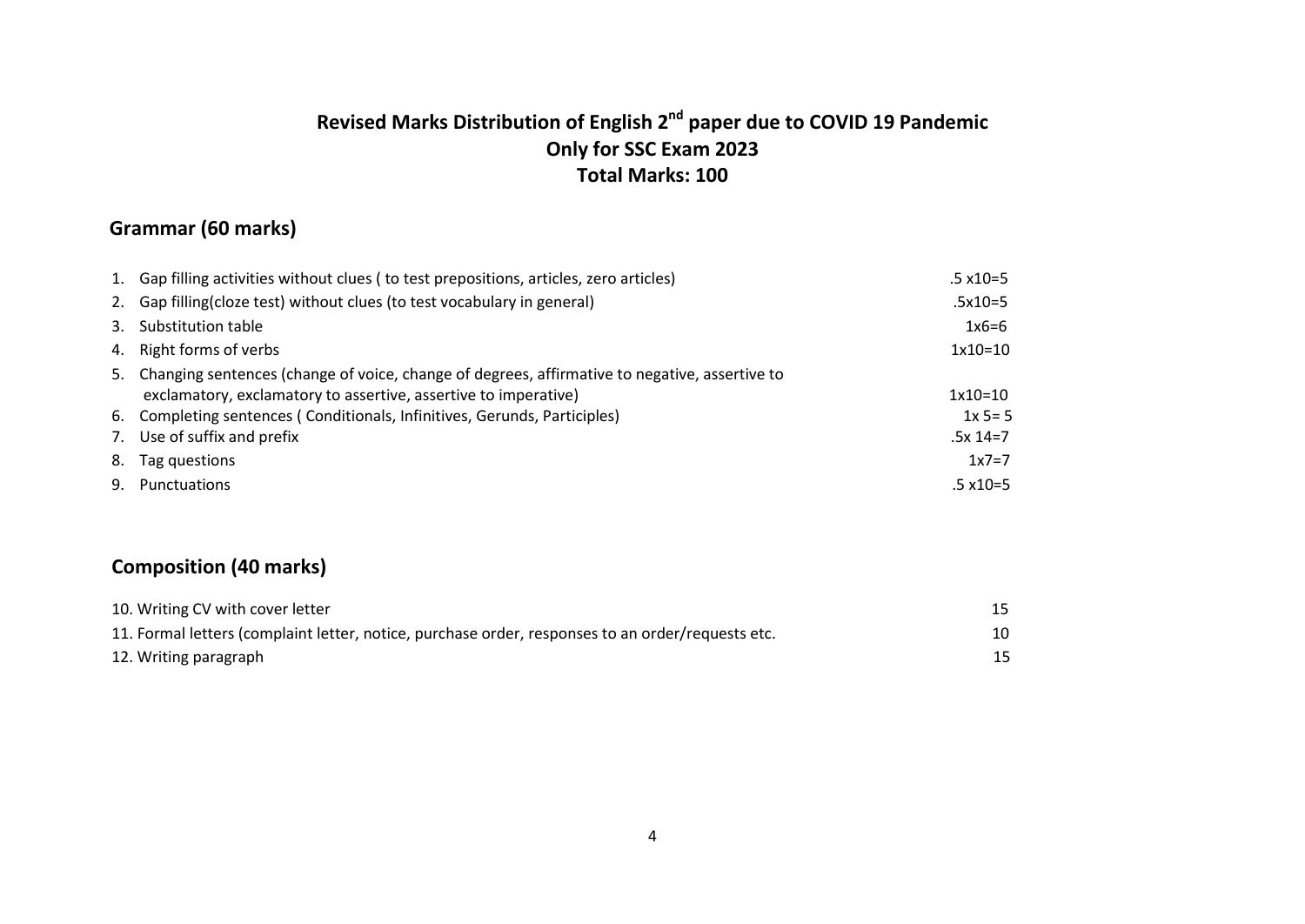# Revised Marks Distribution of English 2nd paper due to COVID 19 Pandemic
# Only for SSC Exam 2023
# Total Marks: 100

## Grammar (60 marks)

| | | |
|---|---|---|
| 1. | Gap filling activities without clues ( to test prepositions, articles, zero articles) | .5 x10=5 |
| 2. | Gap filling(cloze test) without clues (to test vocabulary in general) | .5x10=5 |
| 3. | Substitution table | 1x6=6 |
| 4. | Right forms of verbs | 1x10=10 |
| 5. | Changing sentences (change of voice, change of degrees, affirmative to negative, assertive to exclamatory, exclamatory to assertive, assertive to imperative) | 1x10=10 |
| 6. | Completing sentences ( Conditionals, Infinitives, Gerunds, Participles) | 1x 5= 5 |
| 7. | Use of suffix and prefix | .5x 14=7 |
| 8. | Tag questions | 1x7=7 |
| 9. | Punctuations | .5 x10=5 |

## Composition (40 marks)

| | |
|---|---|
| 10. Writing CV with cover letter | 15 |
| 11. Formal letters (complaint letter, notice, purchase order, responses to an order/requests etc. | 10 |
| 12. Writing paragraph | 15 |